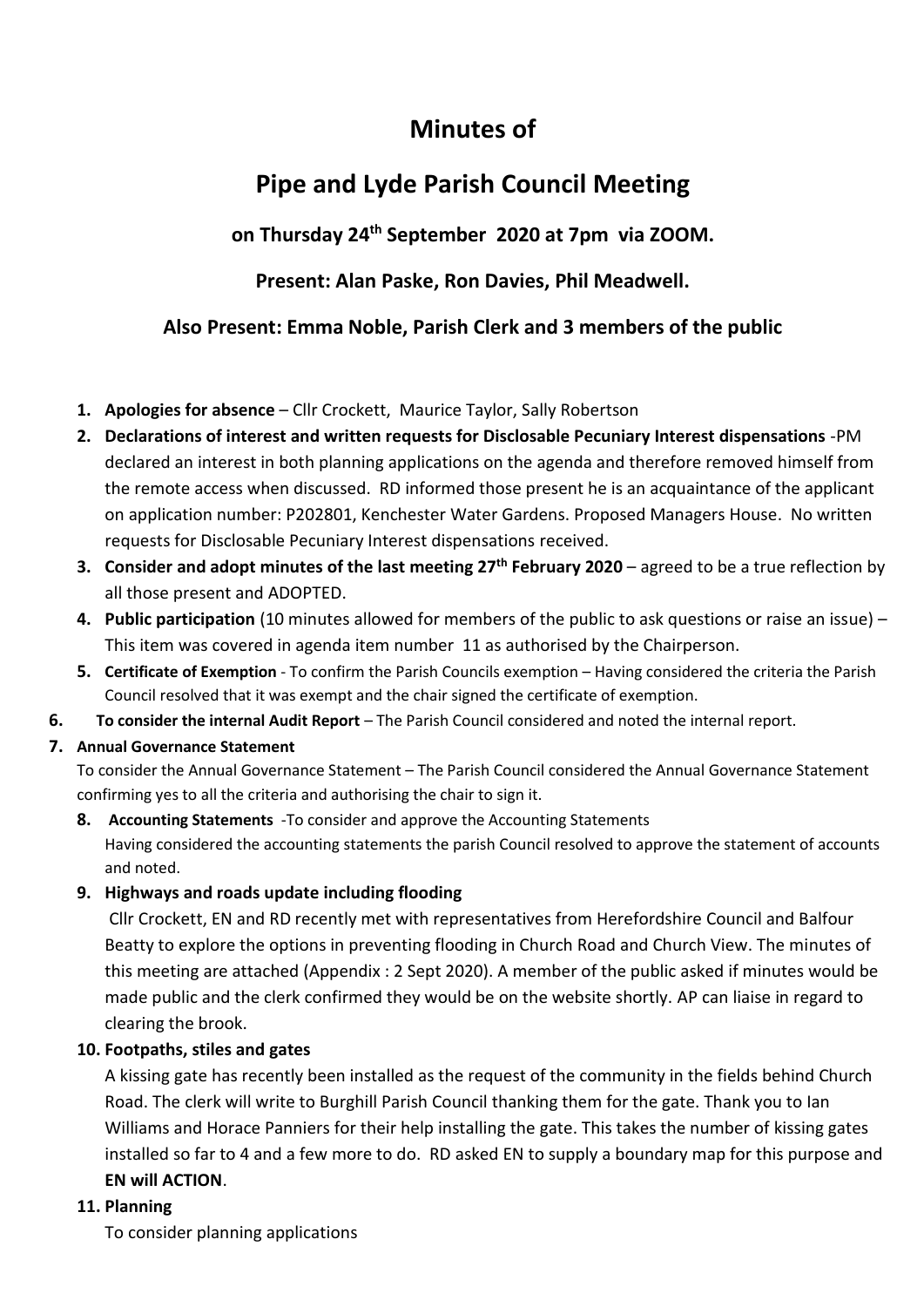# Minutes of

# Pipe and Lyde Parish Council Meeting

### on Thursday 24th September 2020 at 7pm via ZOOM.

### Present: Alan Paske, Ron Davies, Phil Meadwell.

### Also Present: Emma Noble, Parish Clerk and 3 members of the public

1. **Apologies for absence** – Cllr Crockett, Maurice Taylor, Sally Robertson
2. **Declarations of interest and written requests for Disclosable Pecuniary Interest dispensations** -PM declared an interest in both planning applications on the agenda and therefore removed himself from the remote access when discussed. RD informed those present he is an acquaintance of the applicant on application number: P202801, Kenchester Water Gardens. Proposed Managers House. No written requests for Disclosable Pecuniary Interest dispensations received.
3. **Consider and adopt minutes of the last meeting 27th February 2020** – agreed to be a true reflection by all those present and ADOPTED.
4. **Public participation** (10 minutes allowed for members of the public to ask questions or raise an issue) – This item was covered in agenda item number 11 as authorised by the Chairperson.
5. **Certificate of Exemption** - To confirm the Parish Councils exemption – Having considered the criteria the Parish Council resolved that it was exempt and the chair signed the certificate of exemption.
6. **To consider the internal Audit Report** – The Parish Council considered and noted the internal report.
7. **Annual Governance Statement**

   To consider the Annual Governance Statement – The Parish Council considered the Annual Governance Statement confirming yes to all the criteria and authorising the chair to sign it.

8. **Accounting Statements** -To consider and approve the Accounting Statements

   Having considered the accounting statements the parish Council resolved to approve the statement of accounts and noted.

9. **Highways and roads update including flooding**

   Cllr Crockett, EN and RD recently met with representatives from Herefordshire Council and Balfour Beatty to explore the options in preventing flooding in Church Road and Church View. The minutes of this meeting are attached (Appendix : 2 Sept 2020). A member of the public asked if minutes would be made public and the clerk confirmed they would be on the website shortly. AP can liaise in regard to clearing the brook.

10. **Footpaths, stiles and gates**

    A kissing gate has recently been installed as the request of the community in the fields behind Church Road. The clerk will write to Burghill Parish Council thanking them for the gate. Thank you to Ian Williams and Horace Panniers for their help installing the gate. This takes the number of kissing gates installed so far to 4 and a few more to do. RD asked EN to supply a boundary map for this purpose and **EN will ACTION**.

11. **Planning**

    To consider planning applications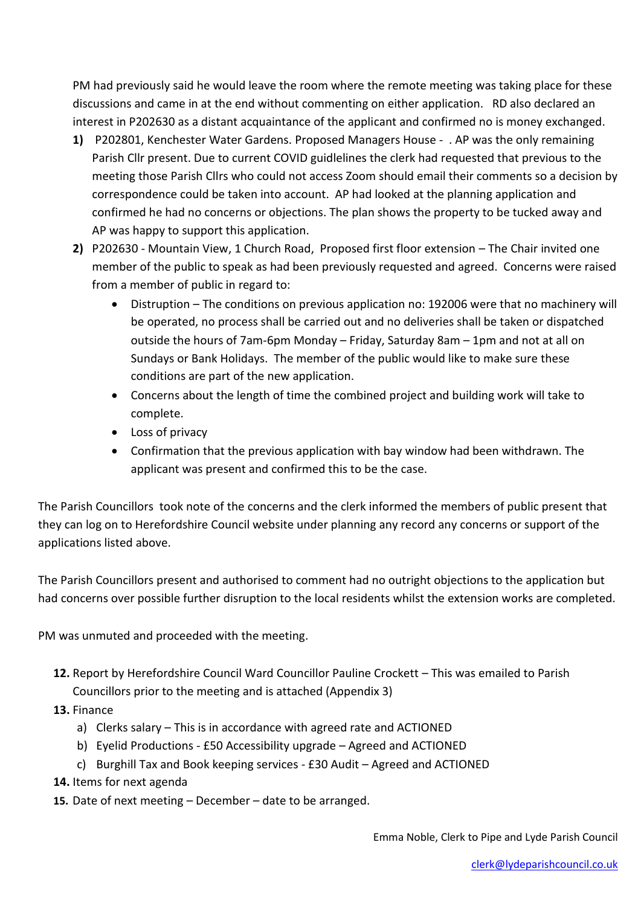PM had previously said he would leave the room where the remote meeting was taking place for these discussions and came in at the end without commenting on either application. RD also declared an interest in P202630 as a distant acquaintance of the applicant and confirmed no is money exchanged.

1) P202801, Kenchester Water Gardens. Proposed Managers House - . AP was the only remaining Parish Cllr present. Due to current COVID guidelines the clerk had requested that previous to the meeting those Parish Cllrs who could not access Zoom should email their comments so a decision by correspondence could be taken into account. AP had looked at the planning application and confirmed he had no concerns or objections. The plan shows the property to be tucked away and AP was happy to support this application.
2) P202630 - Mountain View, 1 Church Road, Proposed first floor extension – The Chair invited one member of the public to speak as had been previously requested and agreed. Concerns were raised from a member of public in regard to:
   - Distruption – The conditions on previous application no: 192006 were that no machinery will be operated, no process shall be carried out and no deliveries shall be taken or dispatched outside the hours of 7am-6pm Monday – Friday, Saturday 8am – 1pm and not at all on Sundays or Bank Holidays. The member of the public would like to make sure these conditions are part of the new application.
   - Concerns about the length of time the combined project and building work will take to complete.
   - Loss of privacy
   - Confirmation that the previous application with bay window had been withdrawn. The applicant was present and confirmed this to be the case.

The Parish Councillors took note of the concerns and the clerk informed the members of public present that they can log on to Herefordshire Council website under planning any record any concerns or support of the applications listed above.

The Parish Councillors present and authorised to comment had no outright objections to the application but had concerns over possible further disruption to the local residents whilst the extension works are completed.

PM was unmuted and proceeded with the meeting.

12. Report by Herefordshire Council Ward Councillor Pauline Crockett – This was emailed to Parish Councillors prior to the meeting and is attached (Appendix 3)
13. Finance
    a) Clerks salary – This is in accordance with agreed rate and ACTIONED
    b) Eyelid Productions - £50 Accessibility upgrade – Agreed and ACTIONED
    c) Burghill Tax and Book keeping services - £30 Audit – Agreed and ACTIONED
14. Items for next agenda
15. Date of next meeting – December – date to be arranged.

Emma Noble, Clerk to Pipe and Lyde Parish Council

clerk@lydeparishcouncil.co.uk